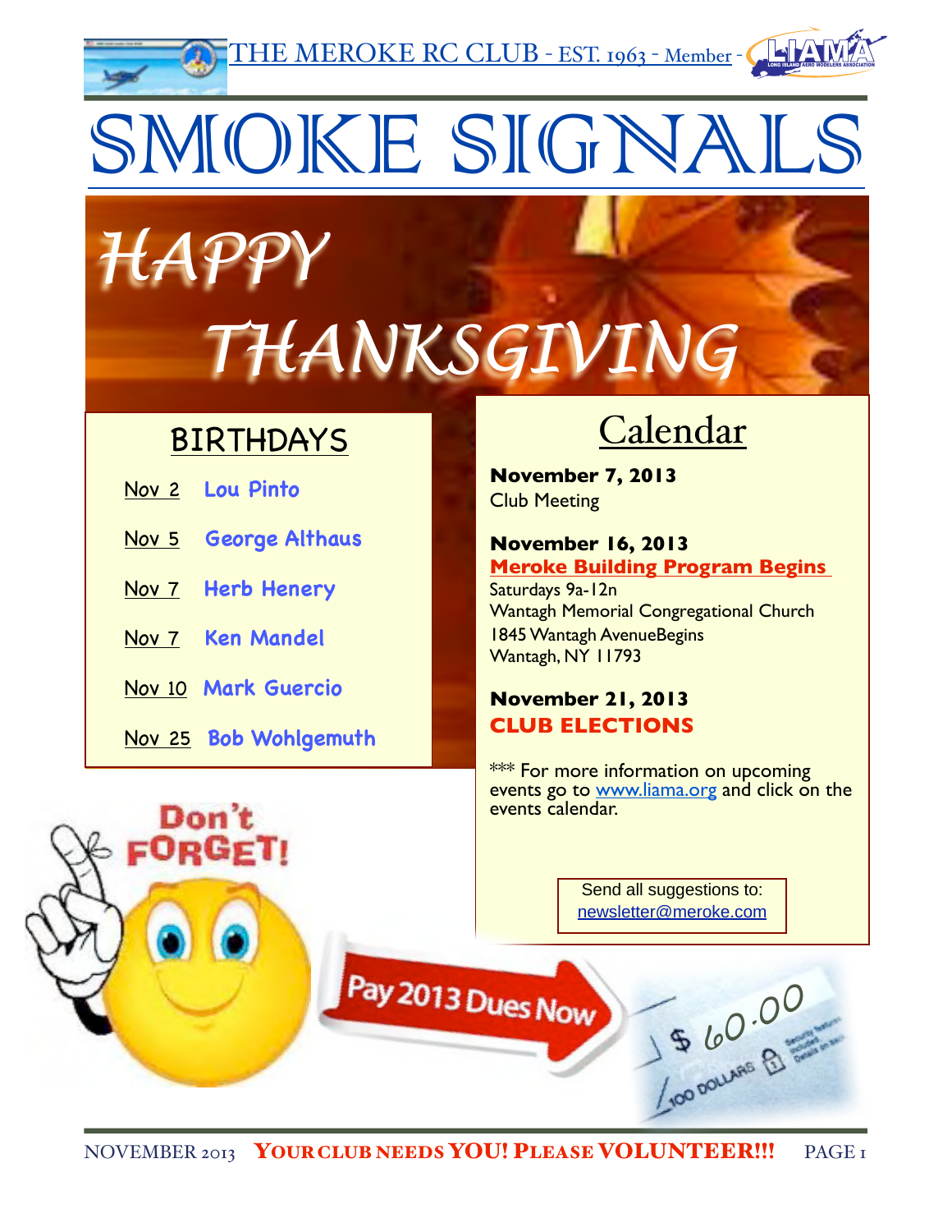THE MEROKE RC CLUB - EST. 1963 - Member - LIAMA

# SMOKE SIGNALS

## HAPPY THANKSGIVING

### BIRTHDAYS

- Nov 2 — **Lou Pinto**
- Nov 5 — **George Althaus**
- Nov 7 — **Herb Henery**
- Nov 7 — **Ken Mandel**
- Nov 10 — **Mark Guercio**
- Nov 25 — **Bob Wohlgemuth**

### Calendar

**November 7, 2013**
Club Meeting

**November 16, 2013**
**Meroke Building Program Begins**
Saturdays 9a-12n
Wantagh Memorial Congregational Church
1845 Wantagh AvenueBegins
Wantagh, NY 11793

**November 21, 2013**
**CLUB ELECTIONS**

*** For more information on upcoming events go to www.liama.org and click on the events calendar.

Send all suggestions to:
newsletter@meroke.com

Don't FORGET!

Pay 2013 Dues Now

$ 60.00

**YOUR CLUB NEEDS YOU! PLEASE VOLUNTEER!!!**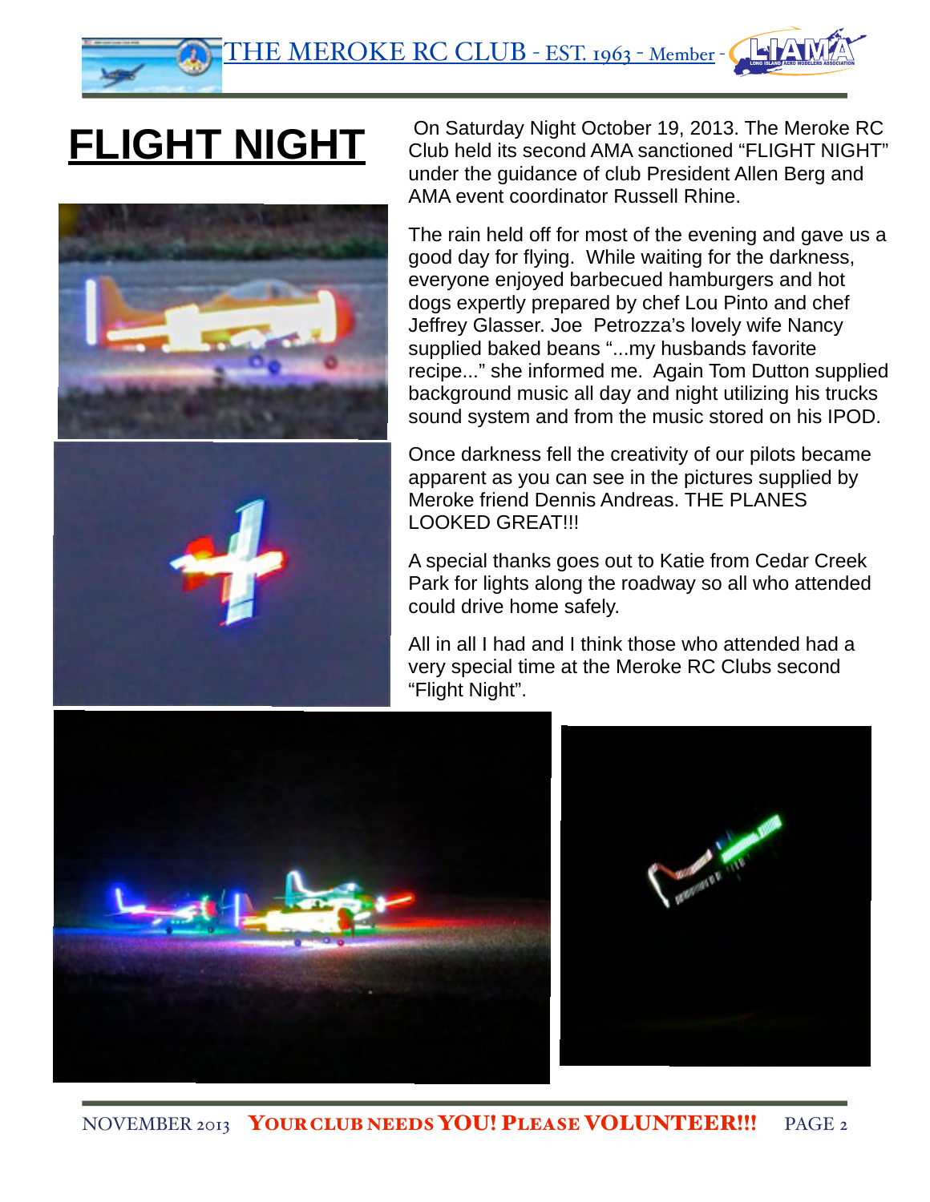# FLIGHT NIGHT

On Saturday Night October 19, 2013. The Meroke RC Club held its second AMA sanctioned “FLIGHT NIGHT” under the guidance of club President Allen Berg and AMA event coordinator Russell Rhine.

The rain held off for most of the evening and gave us a good day for flying. While waiting for the darkness, everyone enjoyed barbecued hamburgers and hot dogs expertly prepared by chef Lou Pinto and chef Jeffrey Glasser. Joe Petrozza’s lovely wife Nancy supplied baked beans “...my husbands favorite recipe...” she informed me. Again Tom Dutton supplied background music all day and night utilizing his trucks sound system and from the music stored on his IPOD.

Once darkness fell the creativity of our pilots became apparent as you can see in the pictures supplied by Meroke friend Dennis Andreas. THE PLANES LOOKED GREAT!!!

A special thanks goes out to Katie from Cedar Creek Park for lights along the roadway so all who attended could drive home safely.

All in all I had and I think those who attended had a very special time at the Meroke RC Clubs second “Flight Night”.

**YOUR CLUB NEEDS YOU! PLEASE VOLUNTEER!!!**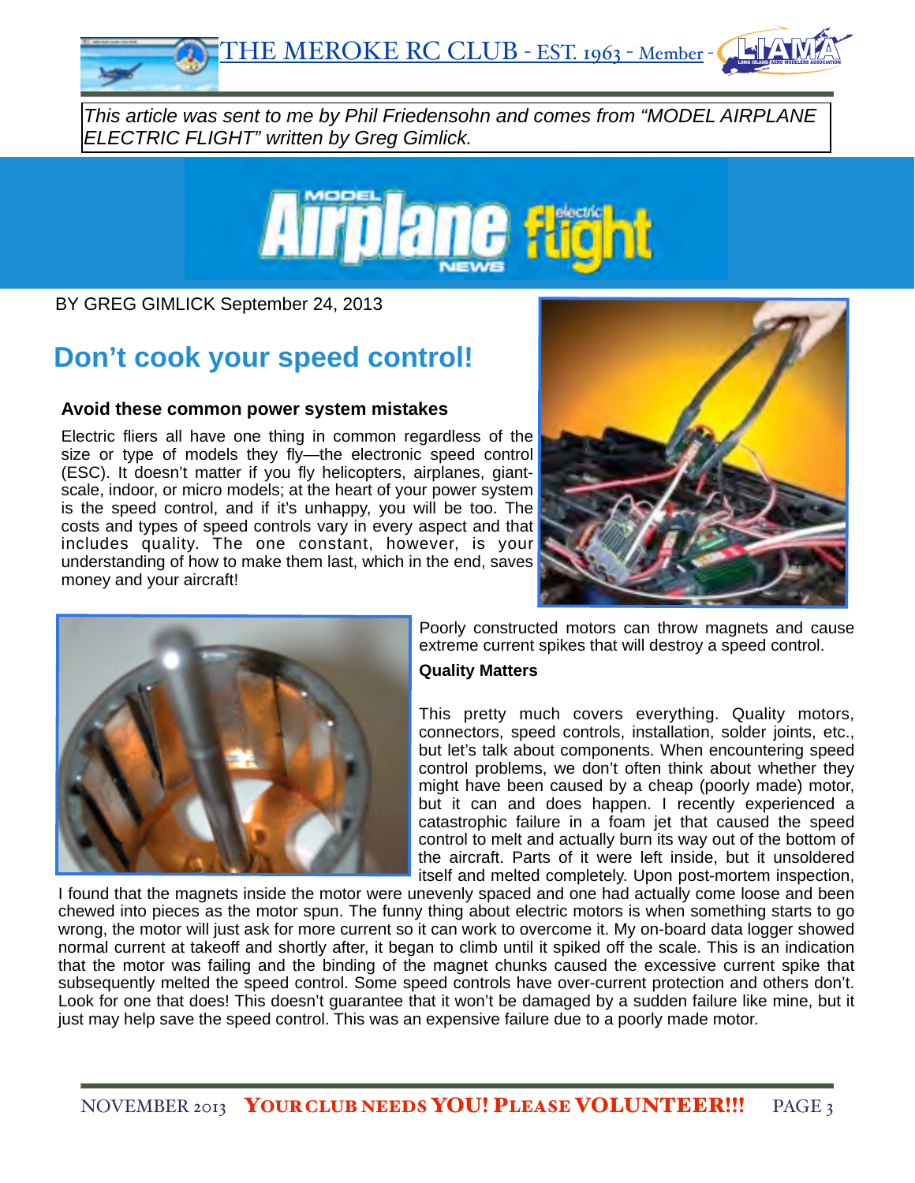*This article was sent to me by Phil Friedensohn and comes from "MODEL AIRPLANE ELECTRIC FLIGHT" written by Greg Gimlick.*

BY GREG GIMLICK September 24, 2013

# Don't cook your speed control!

### Avoid these common power system mistakes

Electric fliers all have one thing in common regardless of the size or type of models they fly—the electronic speed control (ESC). It doesn't matter if you fly helicopters, airplanes, giant-scale, indoor, or micro models; at the heart of your power system is the speed control, and if it's unhappy, you will be too. The costs and types of speed controls vary in every aspect and that includes quality. The one constant, however, is your understanding of how to make them last, which in the end, saves money and your aircraft!

Poorly constructed motors can throw magnets and cause extreme current spikes that will destroy a speed control.

**Quality Matters**

This pretty much covers everything. Quality motors, connectors, speed controls, installation, solder joints, etc., but let's talk about components. When encountering speed control problems, we don't often think about whether they might have been caused by a cheap (poorly made) motor, but it can and does happen. I recently experienced a catastrophic failure in a foam jet that caused the speed control to melt and actually burn its way out of the bottom of the aircraft. Parts of it were left inside, but it unsoldered itself and melted completely. Upon post-mortem inspection, I found that the magnets inside the motor were unevenly spaced and one had actually come loose and been chewed into pieces as the motor spun. The funny thing about electric motors is when something starts to go wrong, the motor will just ask for more current so it can work to overcome it. My on-board data logger showed normal current at takeoff and shortly after, it began to climb until it spiked off the scale. This is an indication that the motor was failing and the binding of the magnet chunks caused the excessive current spike that subsequently melted the speed control. Some speed controls have over-current protection and others don't. Look for one that does! This doesn't guarantee that it won't be damaged by a sudden failure like mine, but it just may help save the speed control. This was an expensive failure due to a poorly made motor.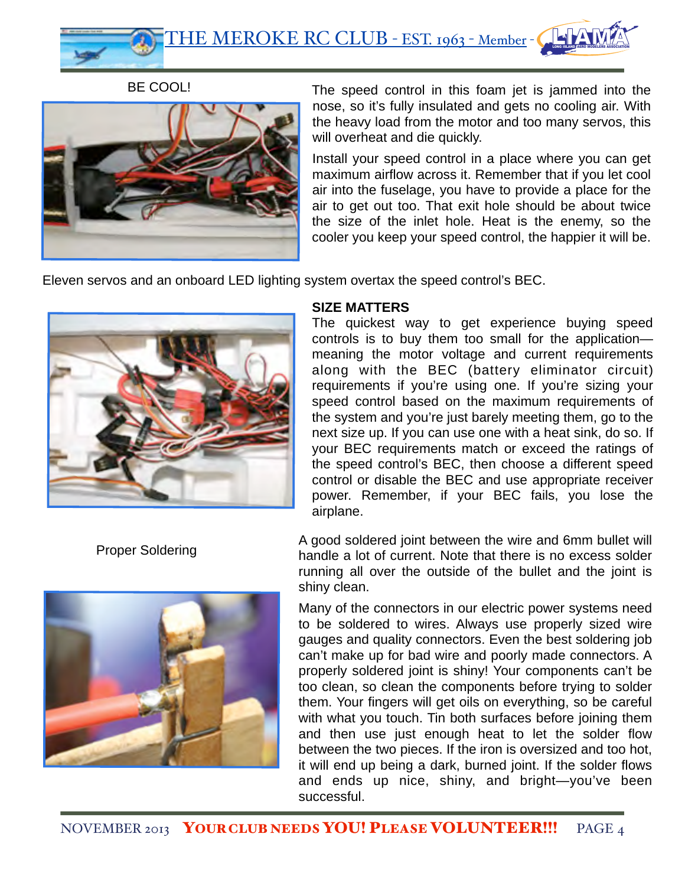BE COOL!

The speed control in this foam jet is jammed into the nose, so it's fully insulated and gets no cooling air. With the heavy load from the motor and too many servos, this will overheat and die quickly.

Install your speed control in a place where you can get maximum airflow across it. Remember that if you let cool air into the fuselage, you have to provide a place for the air to get out too. That exit hole should be about twice the size of the inlet hole. Heat is the enemy, so the cooler you keep your speed control, the happier it will be.

Eleven servos and an onboard LED lighting system overtax the speed control's BEC.

**SIZE MATTERS**

The quickest way to get experience buying speed controls is to buy them too small for the application—meaning the motor voltage and current requirements along with the BEC (battery eliminator circuit) requirements if you're using one. If you're sizing your speed control based on the maximum requirements of the system and you're just barely meeting them, go to the next size up. If you can use one with a heat sink, do so. If your BEC requirements match or exceed the ratings of the speed control's BEC, then choose a different speed control or disable the BEC and use appropriate receiver power. Remember, if your BEC fails, you lose the airplane.

Proper Soldering

A good soldered joint between the wire and 6mm bullet will handle a lot of current. Note that there is no excess solder running all over the outside of the bullet and the joint is shiny clean.

Many of the connectors in our electric power systems need to be soldered to wires. Always use properly sized wire gauges and quality connectors. Even the best soldering job can't make up for bad wire and poorly made connectors. A properly soldered joint is shiny! Your components can't be too clean, so clean the components before trying to solder them. Your fingers will get oils on everything, so be careful with what you touch. Tin both surfaces before joining them and then use just enough heat to let the solder flow between the two pieces. If the iron is oversized and too hot, it will end up being a dark, burned joint. If the solder flows and ends up nice, shiny, and bright—you've been successful.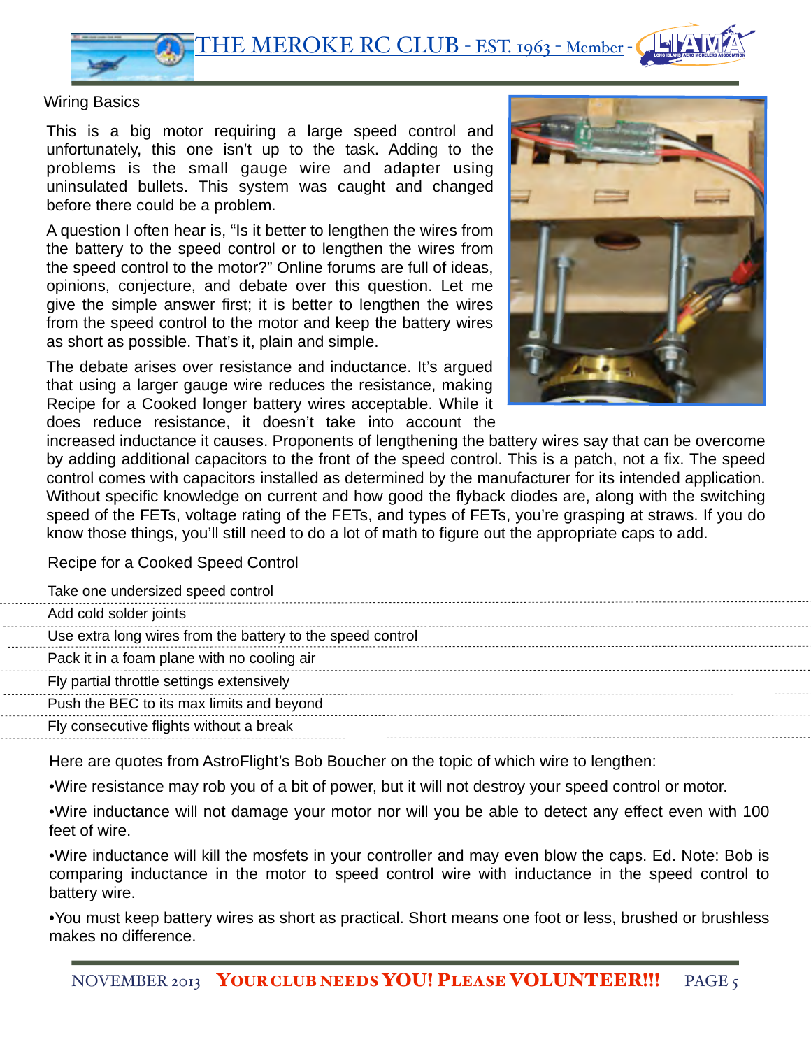## Wiring Basics

This is a big motor requiring a large speed control and unfortunately, this one isn't up to the task. Adding to the problems is the small gauge wire and adapter using uninsulated bullets. This system was caught and changed before there could be a problem.

A question I often hear is, "Is it better to lengthen the wires from the battery to the speed control or to lengthen the wires from the speed control to the motor?" Online forums are full of ideas, opinions, conjecture, and debate over this question. Let me give the simple answer first; it is better to lengthen the wires from the speed control to the motor and keep the battery wires as short as possible. That's it, plain and simple.

The debate arises over resistance and inductance. It's argued that using a larger gauge wire reduces the resistance, making Recipe for a Cooked longer battery wires acceptable. While it does reduce resistance, it doesn't take into account the increased inductance it causes. Proponents of lengthening the battery wires say that can be overcome by adding additional capacitors to the front of the speed control. This is a patch, not a fix. The speed control comes with capacitors installed as determined by the manufacturer for its intended application. Without specific knowledge on current and how good the flyback diodes are, along with the switching speed of the FETs, voltage rating of the FETs, and types of FETs, you're grasping at straws. If you do know those things, you'll still need to do a lot of math to figure out the appropriate caps to add.

### Recipe for a Cooked Speed Control

- Take one undersized speed control
- Add cold solder joints
- Use extra long wires from the battery to the speed control
- Pack it in a foam plane with no cooling air
- Fly partial throttle settings extensively
- Push the BEC to its max limits and beyond
- Fly consecutive flights without a break

Here are quotes from AstroFlight's Bob Boucher on the topic of which wire to lengthen:

•Wire resistance may rob you of a bit of power, but it will not destroy your speed control or motor.

•Wire inductance will not damage your motor nor will you be able to detect any effect even with 100 feet of wire.

•Wire inductance will kill the mosfets in your controller and may even blow the caps. Ed. Note: Bob is comparing inductance in the motor to speed control wire with inductance in the speed control to battery wire.

•You must keep battery wires as short as practical. Short means one foot or less, brushed or brushless makes no difference.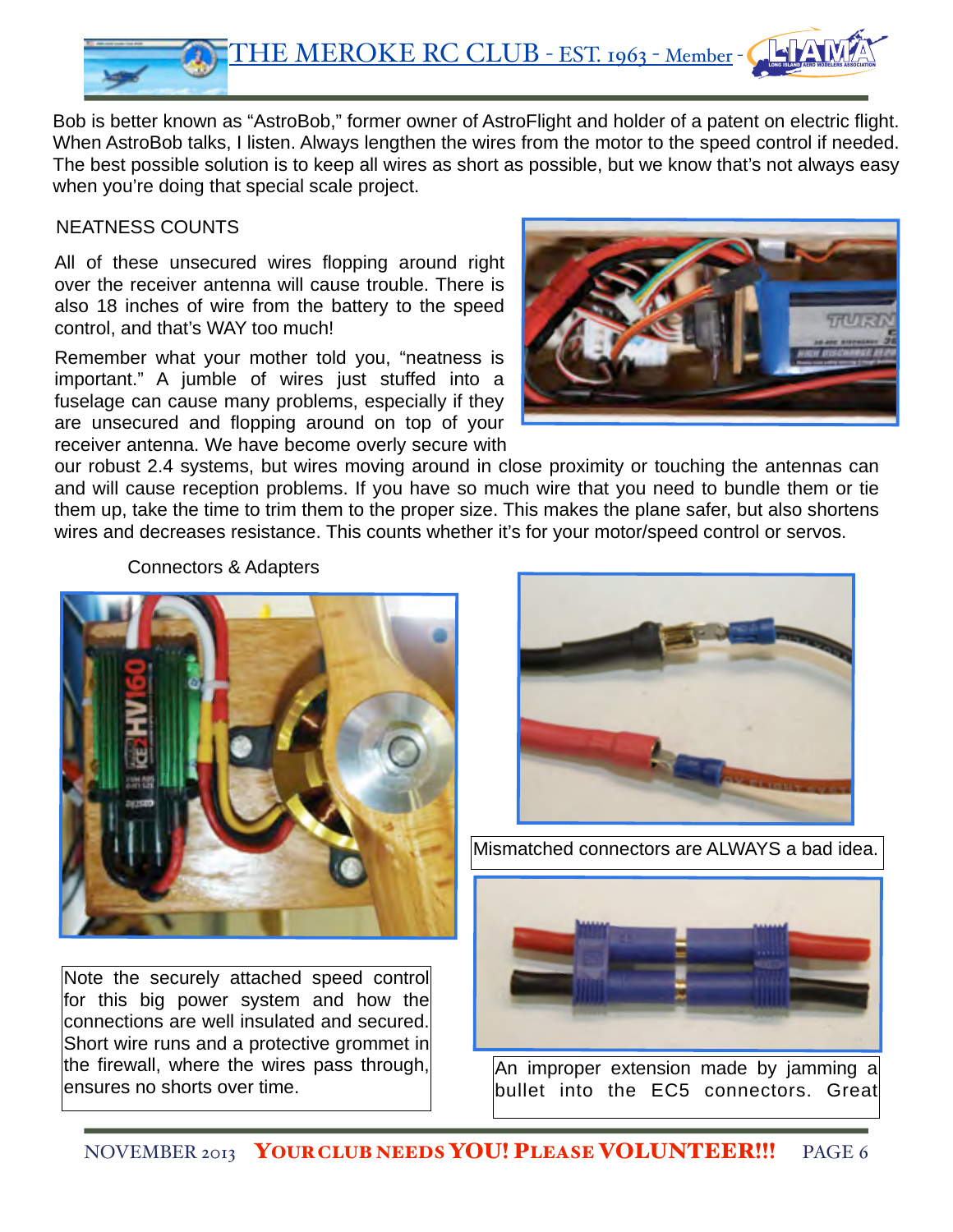Bob is better known as "AstroBob," former owner of AstroFlight and holder of a patent on electric flight. When AstroBob talks, I listen. Always lengthen the wires from the motor to the speed control if needed. The best possible solution is to keep all wires as short as possible, but we know that's not always easy when you're doing that special scale project.

## NEATNESS COUNTS

All of these unsecured wires flopping around right over the receiver antenna will cause trouble. There is also 18 inches of wire from the battery to the speed control, and that's WAY too much!

Remember what your mother told you, "neatness is important." A jumble of wires just stuffed into a fuselage can cause many problems, especially if they are unsecured and flopping around on top of your receiver antenna. We have become overly secure with our robust 2.4 systems, but wires moving around in close proximity or touching the antennas can and will cause reception problems. If you have so much wire that you need to bundle them or tie them up, take the time to trim them to the proper size. This makes the plane safer, but also shortens wires and decreases resistance. This counts whether it's for your motor/speed control or servos.

## Connectors & Adapters

Note the securely attached speed control for this big power system and how the connections are well insulated and secured. Short wire runs and a protective grommet in the firewall, where the wires pass through, ensures no shorts over time.

Mismatched connectors are ALWAYS a bad idea.

An improper extension made by jamming a bullet into the EC5 connectors. Great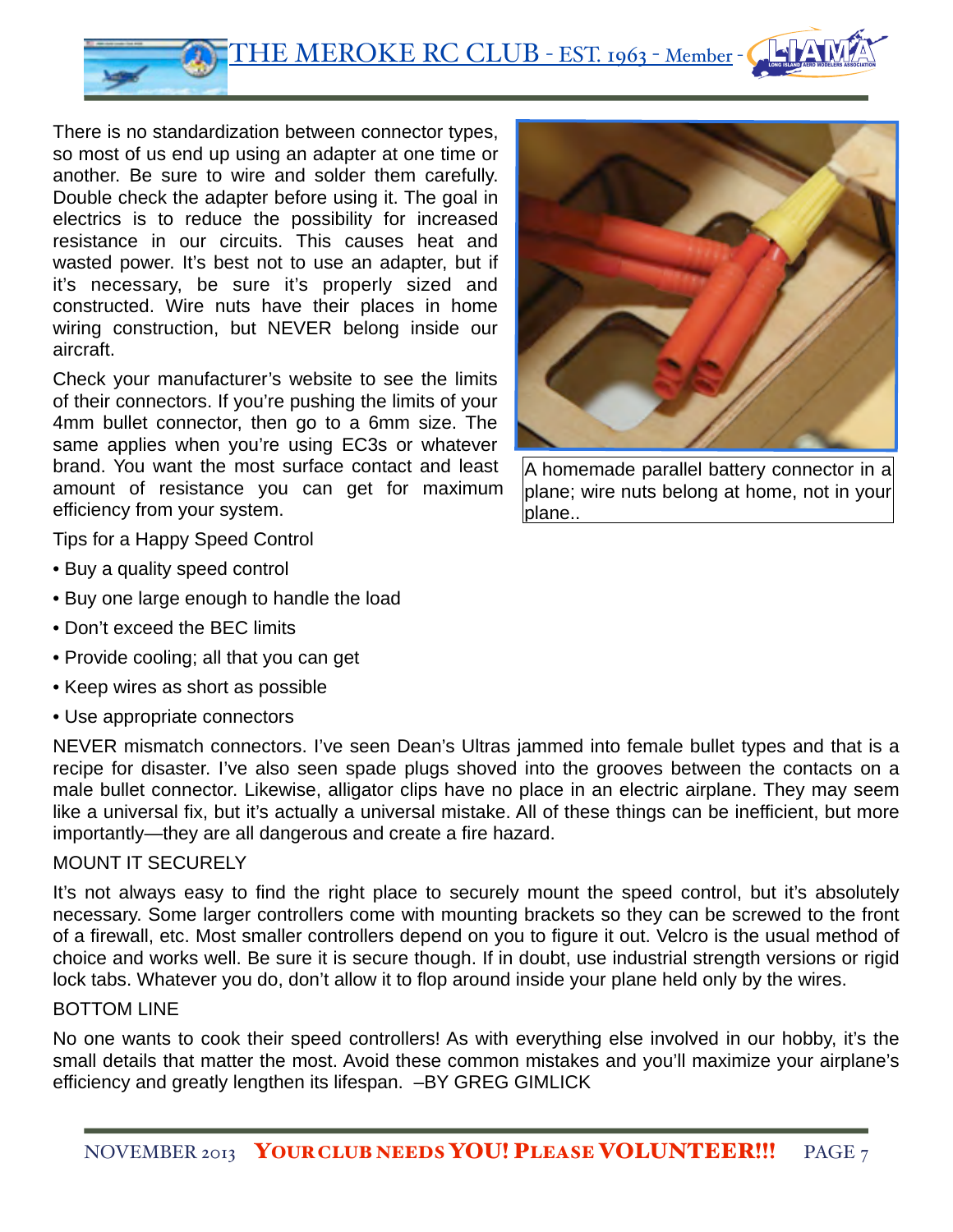There is no standardization between connector types, so most of us end up using an adapter at one time or another. Be sure to wire and solder them carefully. Double check the adapter before using it. The goal in electrics is to reduce the possibility for increased resistance in our circuits. This causes heat and wasted power. It's best not to use an adapter, but if it's necessary, be sure it's properly sized and constructed. Wire nuts have their places in home wiring construction, but NEVER belong inside our aircraft.

Check your manufacturer's website to see the limits of their connectors. If you're pushing the limits of your 4mm bullet connector, then go to a 6mm size. The same applies when you're using EC3s or whatever brand. You want the most surface contact and least amount of resistance you can get for maximum efficiency from your system.

A homemade parallel battery connector in a plane; wire nuts belong at home, not in your plane..

Tips for a Happy Speed Control

- Buy a quality speed control
- Buy one large enough to handle the load
- Don't exceed the BEC limits
- Provide cooling; all that you can get
- Keep wires as short as possible
- Use appropriate connectors

NEVER mismatch connectors. I've seen Dean's Ultras jammed into female bullet types and that is a recipe for disaster. I've also seen spade plugs shoved into the grooves between the contacts on a male bullet connector. Likewise, alligator clips have no place in an electric airplane. They may seem like a universal fix, but it's actually a universal mistake. All of these things can be inefficient, but more importantly—they are all dangerous and create a fire hazard.

MOUNT IT SECURELY

It's not always easy to find the right place to securely mount the speed control, but it's absolutely necessary. Some larger controllers come with mounting brackets so they can be screwed to the front of a firewall, etc. Most smaller controllers depend on you to figure it out. Velcro is the usual method of choice and works well. Be sure it is secure though. If in doubt, use industrial strength versions or rigid lock tabs. Whatever you do, don't allow it to flop around inside your plane held only by the wires.

BOTTOM LINE

No one wants to cook their speed controllers! As with everything else involved in our hobby, it's the small details that matter the most. Avoid these common mistakes and you'll maximize your airplane's efficiency and greatly lengthen its lifespan. –BY GREG GIMLICK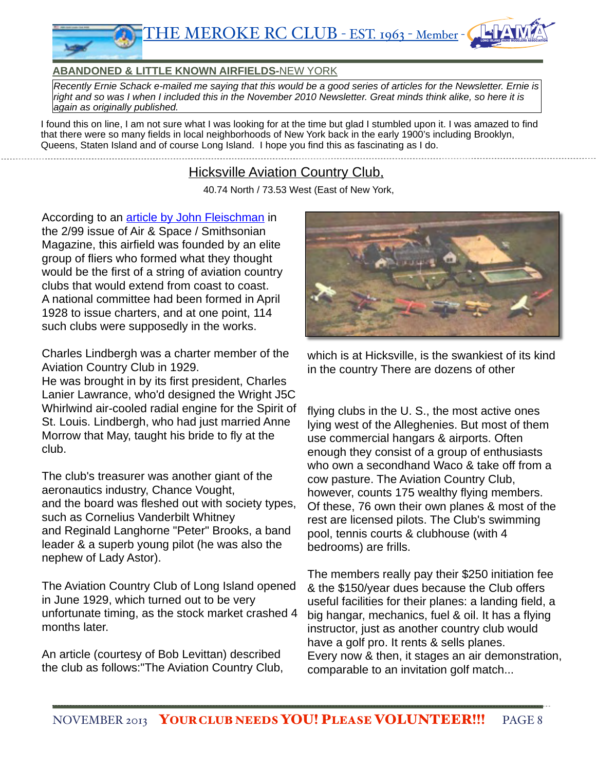## ABANDONED & LITTLE KNOWN AIRFIELDS-NEW YORK

*Recently Ernie Schack e-mailed me saying that this would be a good series of articles for the Newsletter. Ernie is right and so was I when I included this in the November 2010 Newsletter. Great minds think alike, so here it is again as originally published.*

I found this on line, I am not sure what I was looking for at the time but glad I stumbled upon it. I was amazed to find that there were so many fields in local neighborhoods of New York back in the early 1900's including Brooklyn, Queens, Staten Island and of course Long Island. I hope you find this as fascinating as I do.

### Hicksville Aviation Country Club,

40.74 North / 73.53 West (East of New York,

According to an article by John Fleischman in the 2/99 issue of Air & Space / Smithsonian Magazine, this airfield was founded by an elite group of fliers who formed what they thought would be the first of a string of aviation country clubs that would extend from coast to coast. A national committee had been formed in April 1928 to issue charters, and at one point, 114 such clubs were supposedly in the works.

Charles Lindbergh was a charter member of the Aviation Country Club in 1929.
He was brought in by its first president, Charles Lanier Lawrance, who'd designed the Wright J5C Whirlwind air-cooled radial engine for the Spirit of St. Louis. Lindbergh, who had just married Anne Morrow that May, taught his bride to fly at the club.

The club's treasurer was another giant of the aeronautics industry, Chance Vought,
and the board was fleshed out with society types, such as Cornelius Vanderbilt Whitney
and Reginald Langhorne "Peter" Brooks, a band leader & a superb young pilot (he was also the nephew of Lady Astor).

The Aviation Country Club of Long Island opened in June 1929, which turned out to be very unfortunate timing, as the stock market crashed 4 months later.

An article (courtesy of Bob Levittan) described the club as follows:"The Aviation Country Club, which is at Hicksville, is the swankiest of its kind in the country There are dozens of other flying clubs in the U. S., the most active ones lying west of the Alleghenies. But most of them use commercial hangars & airports. Often enough they consist of a group of enthusiasts who own a secondhand Waco & take off from a cow pasture. The Aviation Country Club, however, counts 175 wealthy flying members. Of these, 76 own their own planes & most of the rest are licensed pilots. The Club's swimming pool, tennis courts & clubhouse (with 4 bedrooms) are frills.

The members really pay their $250 initiation fee & the $150/year dues because the Club offers useful facilities for their planes: a landing field, a big hangar, mechanics, fuel & oil. It has a flying instructor, just as another country club would have a golf pro. It rents & sells planes.
Every now & then, it stages an air demonstration, comparable to an invitation golf match...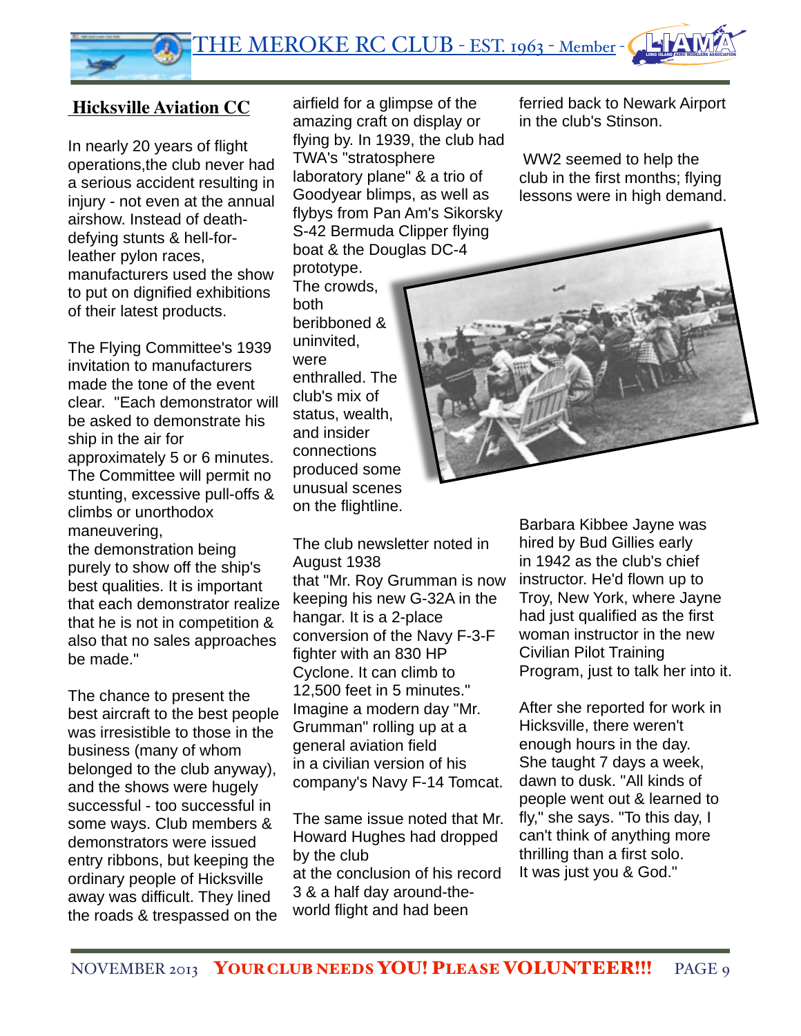## Hicksville Aviation CC

In nearly 20 years of flight operations,the club never had a serious accident resulting in injury - not even at the annual airshow. Instead of death-defying stunts & hell-for-leather pylon races, manufacturers used the show to put on dignified exhibitions of their latest products.

The Flying Committee's 1939 invitation to manufacturers made the tone of the event clear. "Each demonstrator will be asked to demonstrate his ship in the air for approximately 5 or 6 minutes. The Committee will permit no stunting, excessive pull-offs & climbs or unorthodox maneuvering, the demonstration being purely to show off the ship's best qualities. It is important that each demonstrator realize that he is not in competition & also that no sales approaches be made."

The chance to present the best aircraft to the best people was irresistible to those in the business (many of whom belonged to the club anyway), and the shows were hugely successful - too successful in some ways. Club members & demonstrators were issued entry ribbons, but keeping the ordinary people of Hicksville away was difficult. They lined the roads & trespassed on the airfield for a glimpse of the amazing craft on display or flying by. In 1939, the club had TWA's "stratosphere laboratory plane" & a trio of Goodyear blimps, as well as flybys from Pan Am's Sikorsky S-42 Bermuda Clipper flying boat & the Douglas DC-4 prototype. The crowds, both beribboned & uninvited, were enthralled. The club's mix of status, wealth, and insider connections produced some unusual scenes on the flightline.

The club newsletter noted in August 1938 that "Mr. Roy Grumman is now keeping his new G-32A in the hangar. It is a 2-place conversion of the Navy F-3-F fighter with an 830 HP Cyclone. It can climb to 12,500 feet in 5 minutes." Imagine a modern day "Mr. Grumman" rolling up at a general aviation field in a civilian version of his company's Navy F-14 Tomcat.

The same issue noted that Mr. Howard Hughes had dropped by the club at the conclusion of his record 3 & a half day around-the-world flight and had been ferried back to Newark Airport in the club's Stinson.

WW2 seemed to help the club in the first months; flying lessons were in high demand.

Barbara Kibbee Jayne was hired by Bud Gillies early in 1942 as the club's chief instructor. He'd flown up to Troy, New York, where Jayne had just qualified as the first woman instructor in the new Civilian Pilot Training Program, just to talk her into it.

After she reported for work in Hicksville, there weren't enough hours in the day. She taught 7 days a week, dawn to dusk. "All kinds of people went out & learned to fly," she says. "To this day, I can't think of anything more thrilling than a first solo. It was just you & God."

YOUR CLUB NEEDS YOU! PLEASE VOLUNTEER!!!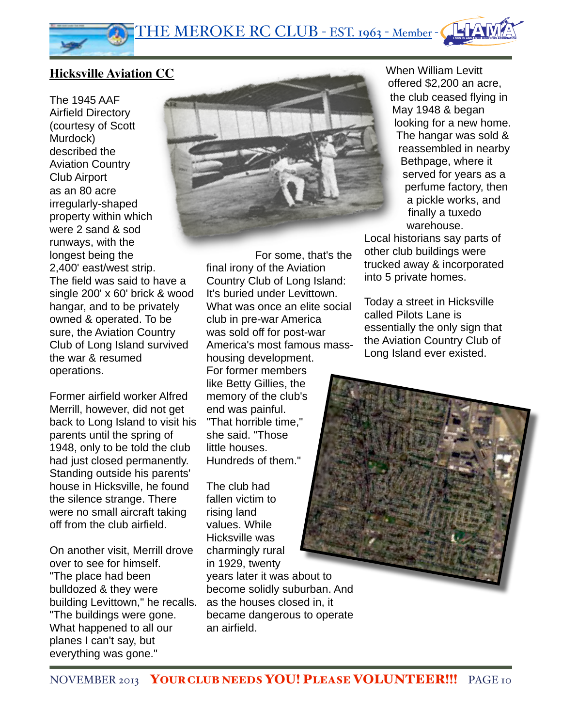## Hicksville Aviation CC

The 1945 AAF Airfield Directory (courtesy of Scott Murdock) described the Aviation Country Club Airport as an 80 acre irregularly-shaped property within which were 2 sand & sod runways, with the longest being the 2,400' east/west strip. The field was said to have a single 200' x 60' brick & wood hangar, and to be privately owned & operated. To be sure, the Aviation Country Club of Long Island survived the war & resumed operations.

Former airfield worker Alfred Merrill, however, did not get back to Long Island to visit his parents until the spring of 1948, only to be told the club had just closed permanently. Standing outside his parents' house in Hicksville, he found the silence strange. There were no small aircraft taking off from the club airfield.

On another visit, Merrill drove over to see for himself. "The place had been bulldozed & they were building Levittown," he recalls. "The buildings were gone. What happened to all our planes I can't say, but everything was gone."

For some, that's the final irony of the Aviation Country Club of Long Island: It's buried under Levittown. What was once an elite social club in pre-war America was sold off for post-war America's most famous mass-housing development. For former members like Betty Gillies, the memory of the club's end was painful. "That horrible time," she said. "Those little houses. Hundreds of them."

The club had fallen victim to rising land values. While Hicksville was charmingly rural in 1929, twenty years later it was about to become solidly suburban. And as the houses closed in, it became dangerous to operate an airfield.

When William Levitt offered $2,200 an acre, the club ceased flying in May 1948 & began looking for a new home. The hangar was sold & reassembled in nearby Bethpage, where it served for years as a perfume factory, then a pickle works, and finally a tuxedo warehouse. Local historians say parts of other club buildings were trucked away & incorporated into 5 private homes.

Today a street in Hicksville called Pilots Lane is essentially the only sign that the Aviation Country Club of Long Island ever existed.

**YOUR CLUB NEEDS YOU! PLEASE VOLUNTEER!!!**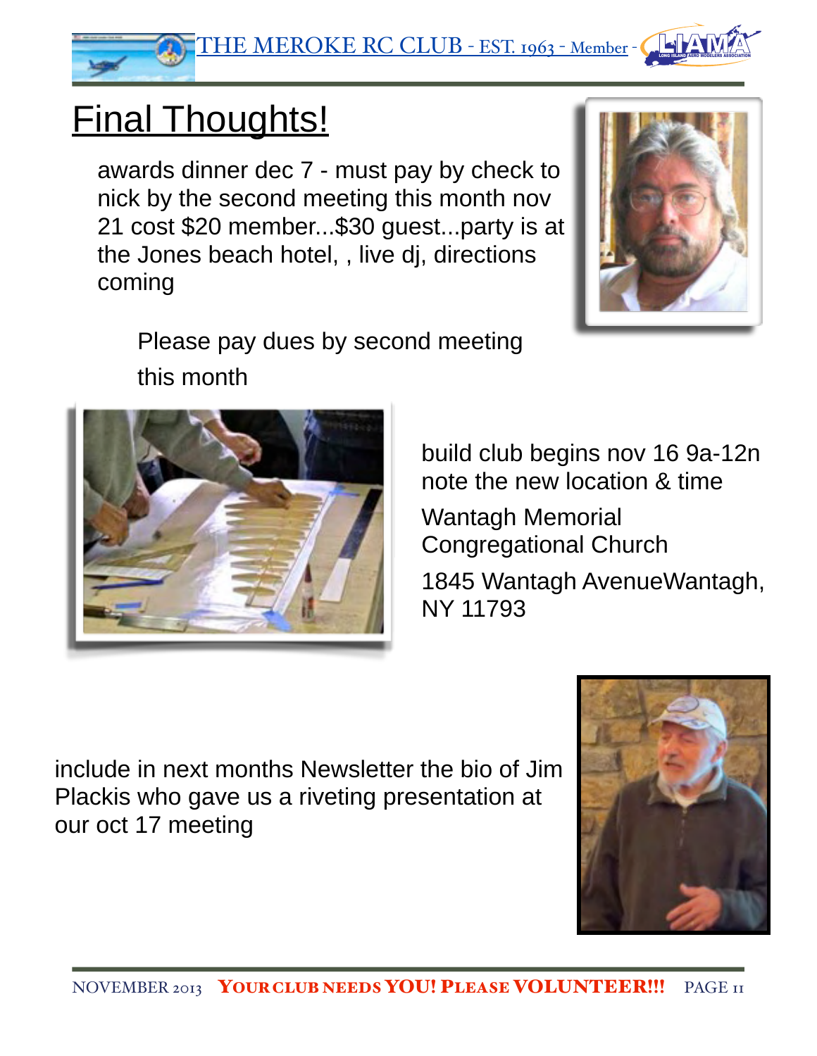# Final Thoughts!

awards dinner dec 7 - must pay by check to nick by the second meeting this month nov 21 cost $20 member...$30 guest...party is at the Jones beach hotel, , live dj, directions coming

Please pay dues by second meeting this month

build club begins nov 16 9a-12n note the new location & time

Wantagh Memorial Congregational Church

1845 Wantagh AvenueWantagh, NY 11793

include in next months Newsletter the bio of Jim Plackis who gave us a riveting presentation at our oct 17 meeting

**YOUR CLUB NEEDS YOU! PLEASE VOLUNTEER!!!**